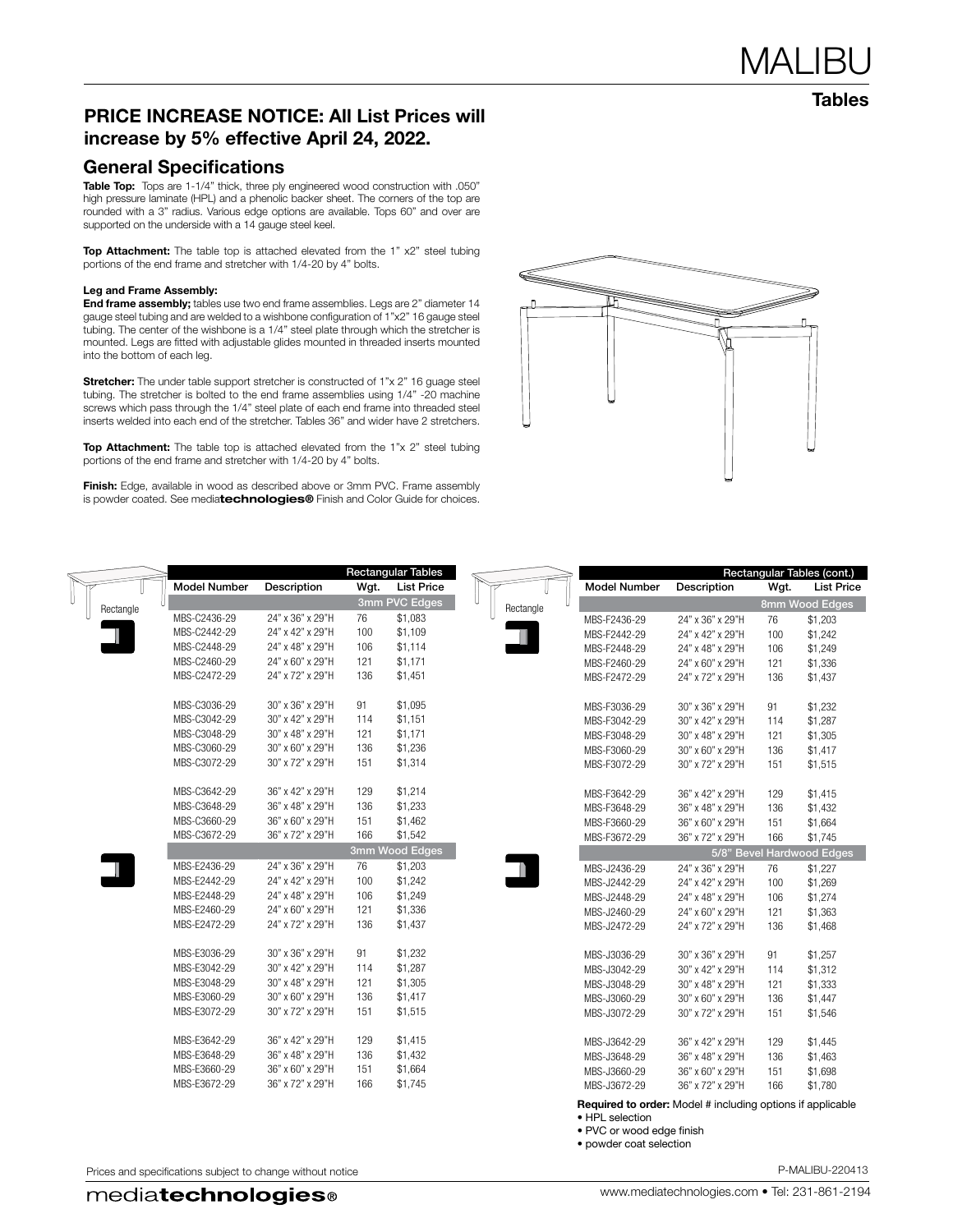# MALIBU

## Tables

**PRICE INCREASE NOTICE: All List Prices will increase by 5% effective April 24, 2022.**

## General Specifications

**Table Top:** Tops are 1-1/4" thick, three ply engineered wood construction with .050" high pressure laminate (HPL) and a phenolic backer sheet. The corners of the top are rounded with a 3" radius. Various edge options are available. Tops 60" and over are supported on the underside with a 14 gauge steel keel.

**Top Attachment:** The table top is attached elevated from the 1" x2" steel tubing portions of the end frame and stretcher with 1/4-20 by 4" bolts.

**Leg and Frame Assembly:**
**End frame assembly;** tables use two end frame assemblies. Legs are 2" diameter 14 gauge steel tubing and are welded to a wishbone configuration of 1"x2" 16 gauge steel tubing. The center of the wishbone is a 1/4" steel plate through which the stretcher is mounted. Legs are fitted with adjustable glides mounted in threaded inserts mounted into the bottom of each leg.

**Stretcher:** The under table support stretcher is constructed of 1"x 2" 16 guage steel tubing. The stretcher is bolted to the end frame assemblies using 1/4" -20 machine screws which pass through the 1/4" steel plate of each end frame into threaded steel inserts welded into each end of the stretcher. Tables 36" and wider have 2 stretchers.

**Top Attachment:** The table top is attached elevated from the 1"x 2" steel tubing portions of the end frame and stretcher with 1/4-20 by 4" bolts.

**Finish:** Edge, available in wood as described above or 3mm PVC. Frame assembly is powder coated. See media**technologies®** Finish and Color Guide for choices.

### Rectangular Tables

Rectangle

| Model Number | Description | Wgt. | List Price |
|---|---|---|---|
| **3mm PVC Edges** | | | |
| MBS-C2436-29 | 24" x 36" x 29"H | 76 | $1,083 |
| MBS-C2442-29 | 24" x 42" x 29"H | 100 | $1,109 |
| MBS-C2448-29 | 24" x 48" x 29"H | 106 | $1,114 |
| MBS-C2460-29 | 24" x 60" x 29"H | 121 | $1,171 |
| MBS-C2472-29 | 24" x 72" x 29"H | 136 | $1,451 |
| MBS-C3036-29 | 30" x 36" x 29"H | 91 | $1,095 |
| MBS-C3042-29 | 30" x 42" x 29"H | 114 | $1,151 |
| MBS-C3048-29 | 30" x 48" x 29"H | 121 | $1,171 |
| MBS-C3060-29 | 30" x 60" x 29"H | 136 | $1,236 |
| MBS-C3072-29 | 30" x 72" x 29"H | 151 | $1,314 |
| MBS-C3642-29 | 36" x 42" x 29"H | 129 | $1,214 |
| MBS-C3648-29 | 36" x 48" x 29"H | 136 | $1,233 |
| MBS-C3660-29 | 36" x 60" x 29"H | 151 | $1,462 |
| MBS-C3672-29 | 36" x 72" x 29"H | 166 | $1,542 |
| **3mm Wood Edges** | | | |
| MBS-E2436-29 | 24" x 36" x 29"H | 76 | $1,203 |
| MBS-E2442-29 | 24" x 42" x 29"H | 100 | $1,242 |
| MBS-E2448-29 | 24" x 48" x 29"H | 106 | $1,249 |
| MBS-E2460-29 | 24" x 60" x 29"H | 121 | $1,336 |
| MBS-E2472-29 | 24" x 72" x 29"H | 136 | $1,437 |
| MBS-E3036-29 | 30" x 36" x 29"H | 91 | $1,232 |
| MBS-E3042-29 | 30" x 42" x 29"H | 114 | $1,287 |
| MBS-E3048-29 | 30" x 48" x 29"H | 121 | $1,305 |
| MBS-E3060-29 | 30" x 60" x 29"H | 136 | $1,417 |
| MBS-E3072-29 | 30" x 72" x 29"H | 151 | $1,515 |
| MBS-E3642-29 | 36" x 42" x 29"H | 129 | $1,415 |
| MBS-E3648-29 | 36" x 48" x 29"H | 136 | $1,432 |
| MBS-E3660-29 | 36" x 60" x 29"H | 151 | $1,664 |
| MBS-E3672-29 | 36" x 72" x 29"H | 166 | $1,745 |

### Rectangular Tables (cont.)

Rectangle

| Model Number | Description | Wgt. | List Price |
|---|---|---|---|
| **8mm Wood Edges** | | | |
| MBS-F2436-29 | 24" x 36" x 29"H | 76 | $1,203 |
| MBS-F2442-29 | 24" x 42" x 29"H | 100 | $1,242 |
| MBS-F2448-29 | 24" x 48" x 29"H | 106 | $1,249 |
| MBS-F2460-29 | 24" x 60" x 29"H | 121 | $1,336 |
| MBS-F2472-29 | 24" x 72" x 29"H | 136 | $1,437 |
| MBS-F3036-29 | 30" x 36" x 29"H | 91 | $1,232 |
| MBS-F3042-29 | 30" x 42" x 29"H | 114 | $1,287 |
| MBS-F3048-29 | 30" x 48" x 29"H | 121 | $1,305 |
| MBS-F3060-29 | 30" x 60" x 29"H | 136 | $1,417 |
| MBS-F3072-29 | 30" x 72" x 29"H | 151 | $1,515 |
| MBS-F3642-29 | 36" x 42" x 29"H | 129 | $1,415 |
| MBS-F3648-29 | 36" x 48" x 29"H | 136 | $1,432 |
| MBS-F3660-29 | 36" x 60" x 29"H | 151 | $1,664 |
| MBS-F3672-29 | 36" x 72" x 29"H | 166 | $1,745 |
| **5/8" Bevel Hardwood Edges** | | | |
| MBS-J2436-29 | 24" x 36" x 29"H | 76 | $1,227 |
| MBS-J2442-29 | 24" x 42" x 29"H | 100 | $1,269 |
| MBS-J2448-29 | 24" x 48" x 29"H | 106 | $1,274 |
| MBS-J2460-29 | 24" x 60" x 29"H | 121 | $1,363 |
| MBS-J2472-29 | 24" x 72" x 29"H | 136 | $1,468 |
| MBS-J3036-29 | 30" x 36" x 29"H | 91 | $1,257 |
| MBS-J3042-29 | 30" x 42" x 29"H | 114 | $1,312 |
| MBS-J3048-29 | 30" x 48" x 29"H | 121 | $1,333 |
| MBS-J3060-29 | 30" x 60" x 29"H | 136 | $1,447 |
| MBS-J3072-29 | 30" x 72" x 29"H | 151 | $1,546 |
| MBS-J3642-29 | 36" x 42" x 29"H | 129 | $1,445 |
| MBS-J3648-29 | 36" x 48" x 29"H | 136 | $1,463 |
| MBS-J3660-29 | 36" x 60" x 29"H | 151 | $1,698 |
| MBS-J3672-29 | 36" x 72" x 29"H | 166 | $1,780 |

**Required to order:** Model # including options if applicable
- HPL selection
- PVC or wood edge finish
- powder coat selection

Prices and specifications subject to change without notice

P-MALIBU-220413

media**technologies®**

www.mediatechnologies.com • Tel: 231-861-2194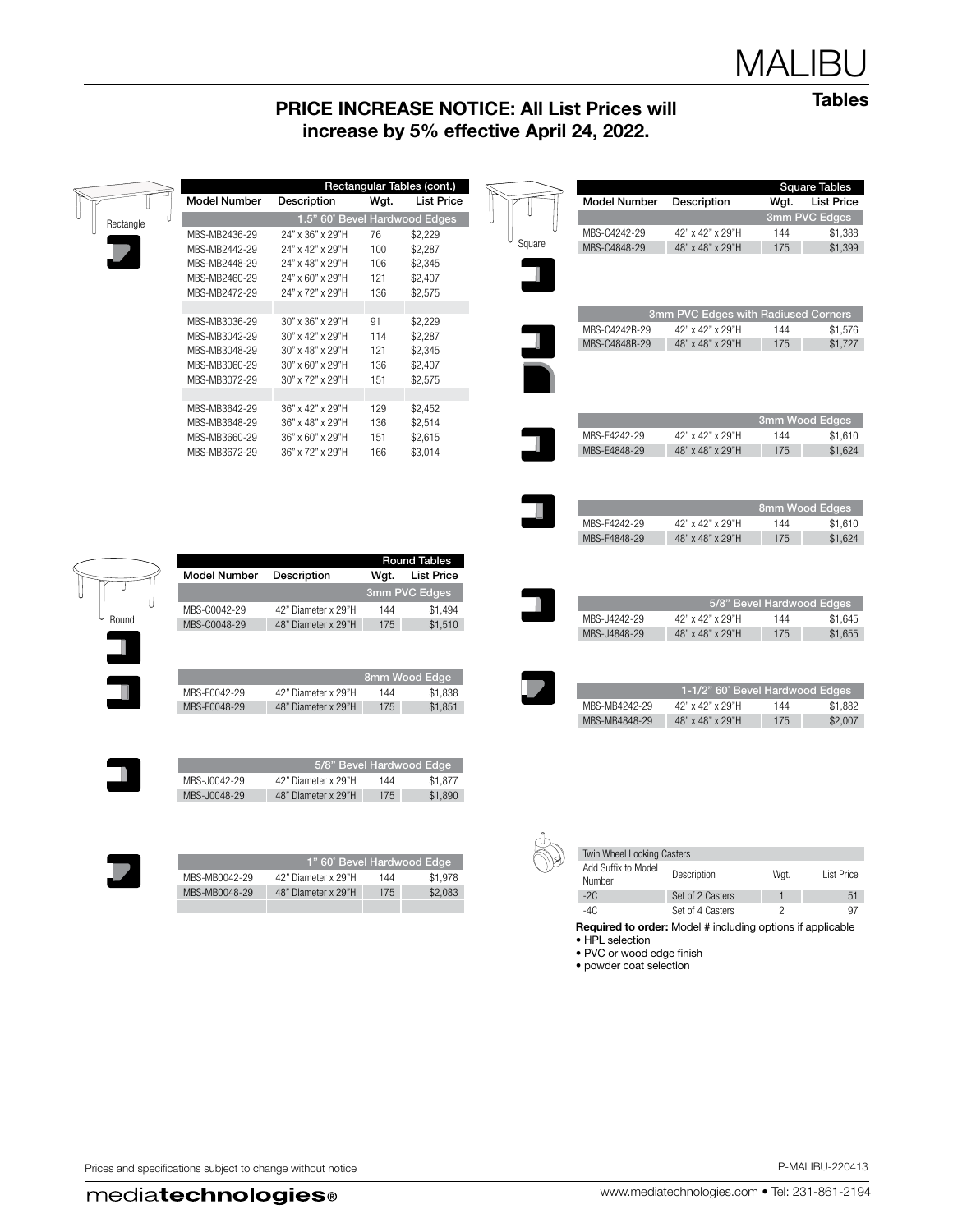# MALIBU

## Tables

**PRICE INCREASE NOTICE: All List Prices will increase by 5% effective April 24, 2022.**

Rectangle

### Rectangular Tables (cont.)

| Model Number | Description | Wgt. | List Price |
|---|---|---|---|
| **1.5" 60˚ Bevel Hardwood Edges** | | | |
| MBS-MB2436-29 | 24" x 36" x 29"H | 76 | $2,229 |
| MBS-MB2442-29 | 24" x 42" x 29"H | 100 | $2,287 |
| MBS-MB2448-29 | 24" x 48" x 29"H | 106 | $2,345 |
| MBS-MB2460-29 | 24" x 60" x 29"H | 121 | $2,407 |
| MBS-MB2472-29 | 24" x 72" x 29"H | 136 | $2,575 |
| MBS-MB3036-29 | 30" x 36" x 29"H | 91 | $2,229 |
| MBS-MB3042-29 | 30" x 42" x 29"H | 114 | $2,287 |
| MBS-MB3048-29 | 30" x 48" x 29"H | 121 | $2,345 |
| MBS-MB3060-29 | 30" x 60" x 29"H | 136 | $2,407 |
| MBS-MB3072-29 | 30" x 72" x 29"H | 151 | $2,575 |
| MBS-MB3642-29 | 36" x 42" x 29"H | 129 | $2,452 |
| MBS-MB3648-29 | 36" x 48" x 29"H | 136 | $2,514 |
| MBS-MB3660-29 | 36" x 60" x 29"H | 151 | $2,615 |
| MBS-MB3672-29 | 36" x 72" x 29"H | 166 | $3,014 |

Round

### Round Tables

| Model Number | Description | Wgt. | List Price |
|---|---|---|---|
| **3mm PVC Edges** | | | |
| MBS-C0042-29 | 42" Diameter x 29"H | 144 | $1,494 |
| MBS-C0048-29 | 48" Diameter x 29"H | 175 | $1,510 |
| **8mm Wood Edge** | | | |
| MBS-F0042-29 | 42" Diameter x 29"H | 144 | $1,838 |
| MBS-F0048-29 | 48" Diameter x 29"H | 175 | $1,851 |
| **5/8" Bevel Hardwood Edge** | | | |
| MBS-J0042-29 | 42" Diameter x 29"H | 144 | $1,877 |
| MBS-J0048-29 | 48" Diameter x 29"H | 175 | $1,890 |
| **1" 60˚ Bevel Hardwood Edge** | | | |
| MBS-MB0042-29 | 42" Diameter x 29"H | 144 | $1,978 |
| MBS-MB0048-29 | 48" Diameter x 29"H | 175 | $2,083 |

Square

### Square Tables

| Model Number | Description | Wgt. | List Price |
|---|---|---|---|
| **3mm PVC Edges** | | | |
| MBS-C4242-29 | 42" x 42" x 29"H | 144 | $1,388 |
| MBS-C4848-29 | 48" x 48" x 29"H | 175 | $1,399 |
| **3mm PVC Edges with Radiused Corners** | | | |
| MBS-C4242R-29 | 42" x 42" x 29"H | 144 | $1,576 |
| MBS-C4848R-29 | 48" x 48" x 29"H | 175 | $1,727 |
| **3mm Wood Edges** | | | |
| MBS-E4242-29 | 42" x 42" x 29"H | 144 | $1,610 |
| MBS-E4848-29 | 48" x 48" x 29"H | 175 | $1,624 |
| **8mm Wood Edges** | | | |
| MBS-F4242-29 | 42" x 42" x 29"H | 144 | $1,610 |
| MBS-F4848-29 | 48" x 48" x 29"H | 175 | $1,624 |
| **5/8" Bevel Hardwood Edges** | | | |
| MBS-J4242-29 | 42" x 42" x 29"H | 144 | $1,645 |
| MBS-J4848-29 | 48" x 48" x 29"H | 175 | $1,655 |
| **1-1/2" 60˚ Bevel Hardwood Edges** | | | |
| MBS-MB4242-29 | 42" x 42" x 29"H | 144 | $1,882 |
| MBS-MB4848-29 | 48" x 48" x 29"H | 175 | $2,007 |

### Twin Wheel Locking Casters

| Add Suffix to Model Number | Description | Wgt. | List Price |
|---|---|---|---|
| -2C | Set of 2 Casters | 1 | 51 |
| -4C | Set of 4 Casters | 2 | 97 |

**Required to order:** Model # including options if applicable

- HPL selection
- PVC or wood edge finish
- powder coat selection

Prices and specifications subject to change without notice

P-MALIBU-220413

mediatechnologies®

www.mediatechnologies.com • Tel: 231-861-2194